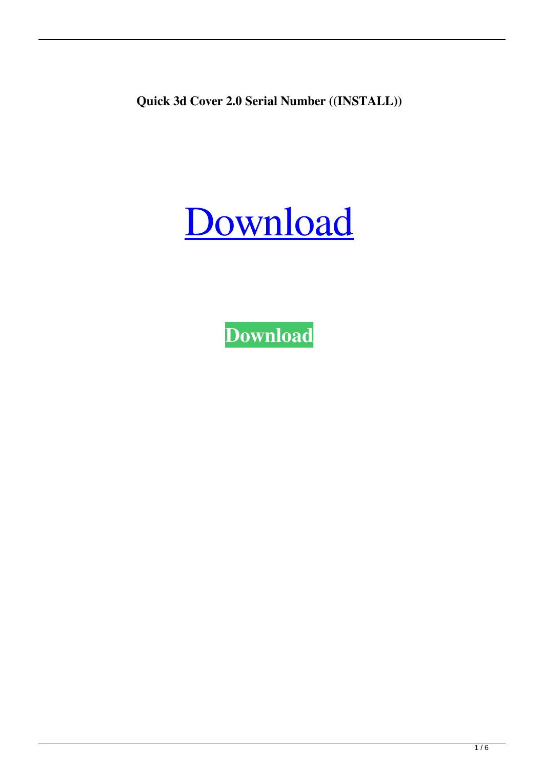**Quick 3d Cover 2.0 Serial Number ((INSTALL))**

Download

**Download**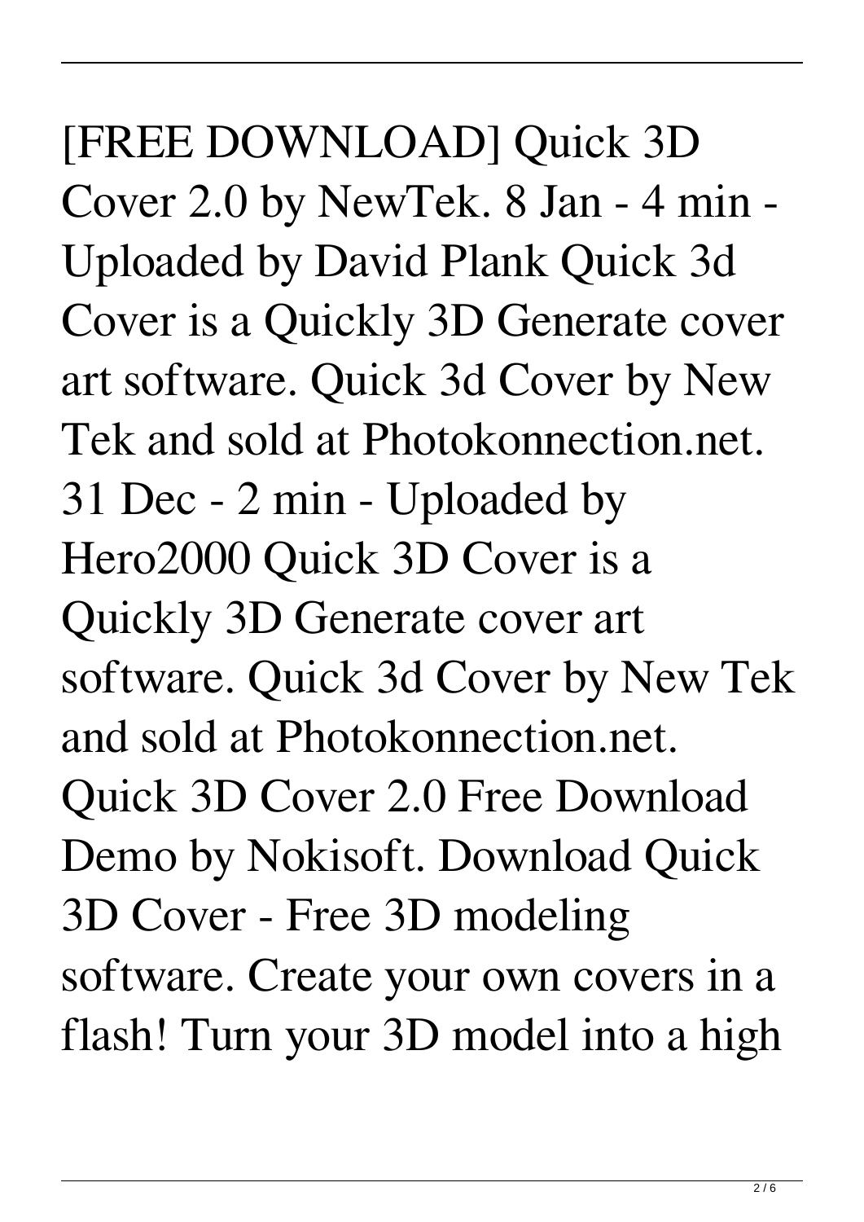[FREE DOWNLOAD] Quick 3D Cover 2.0 by NewTek. 8 Jan - 4 min - Uploaded by David Plank Quick 3d Cover is a Quickly 3D Generate cover art software. Quick 3d Cover by New Tek and sold at Photokonnection.net. 31 Dec - 2 min - Uploaded by Hero2000 Quick 3D Cover is a Quickly 3D Generate cover art software. Quick 3d Cover by New Tek and sold at Photokonnection.net. Quick 3D Cover 2.0 Free Download Demo by Nokisoft. Download Quick 3D Cover - Free 3D modeling software. Create your own covers in a flash! Turn your 3D model into a high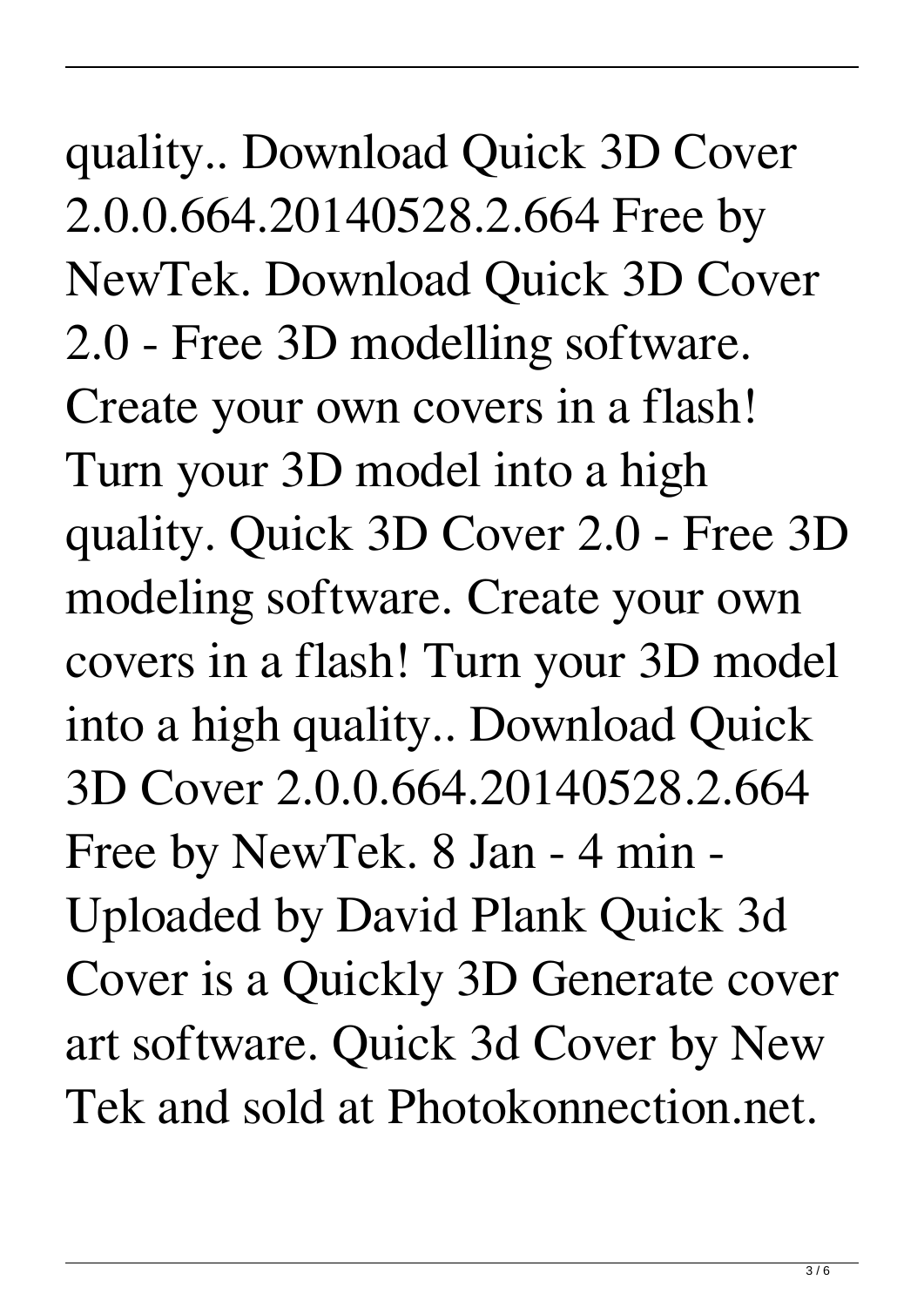quality.. Download Quick 3D Cover 2.0.0.664.20140528.2.664 Free by NewTek. Download Quick 3D Cover 2.0 - Free 3D modelling software. Create your own covers in a flash! Turn your 3D model into a high quality. Quick 3D Cover 2.0 - Free 3D modeling software. Create your own covers in a flash! Turn your 3D model into a high quality.. Download Quick 3D Cover 2.0.0.664.20140528.2.664 Free by NewTek. 8 Jan - 4 min - Uploaded by David Plank Quick 3d Cover is a Quickly 3D Generate cover art software. Quick 3d Cover by New Tek and sold at Photokonnection.net.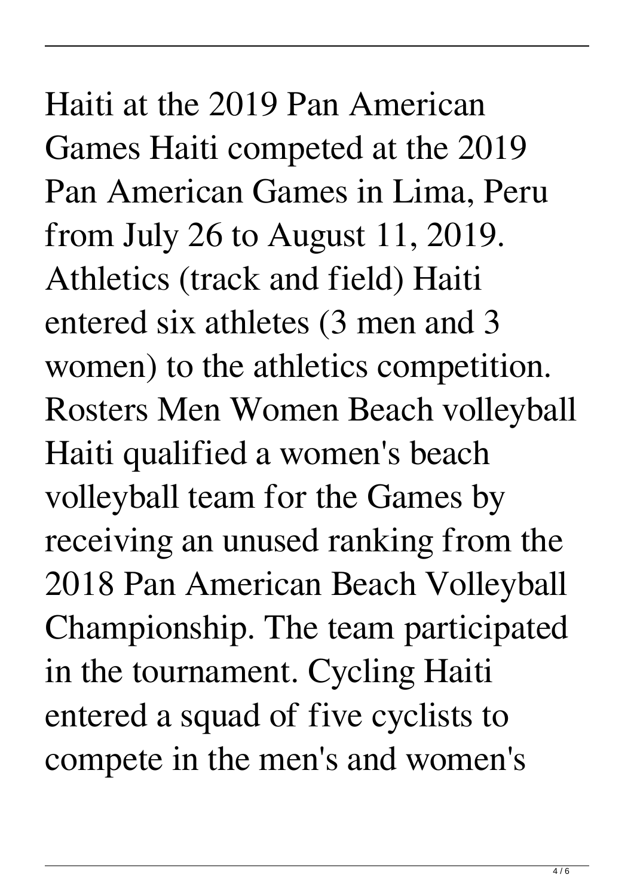Haiti at the 2019 Pan American Games Haiti competed at the 2019 Pan American Games in Lima, Peru from July 26 to August 11, 2019. Athletics (track and field) Haiti entered six athletes (3 men and 3 women) to the athletics competition. Rosters Men Women Beach volleyball Haiti qualified a women's beach volleyball team for the Games by receiving an unused ranking from the 2018 Pan American Beach Volleyball Championship. The team participated in the tournament. Cycling Haiti entered a squad of five cyclists to compete in the men's and women's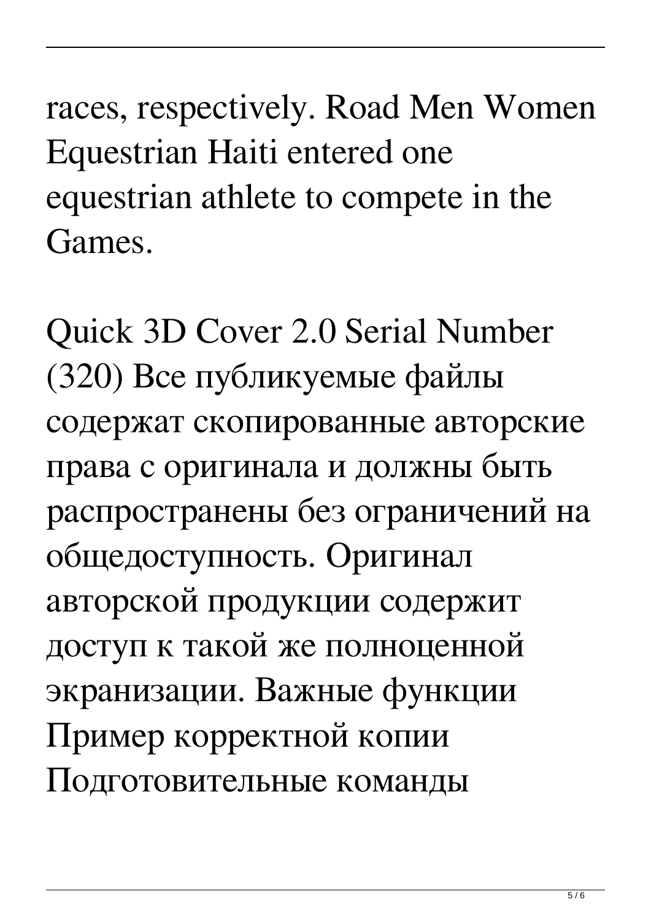races, respectively. Road Men Women Equestrian Haiti entered one equestrian athlete to compete in the Games.

Quick 3D Cover 2.0 Serial Number (320) Все публикуемые файлы содержат скопированные авторские права с оригинала и должны быть распространены без ограничений на общедоступность. Оригинал авторской продукции содержит доступ к такой же полноценной экранизации. Важные функции Пример корректной копии Подготовительные команды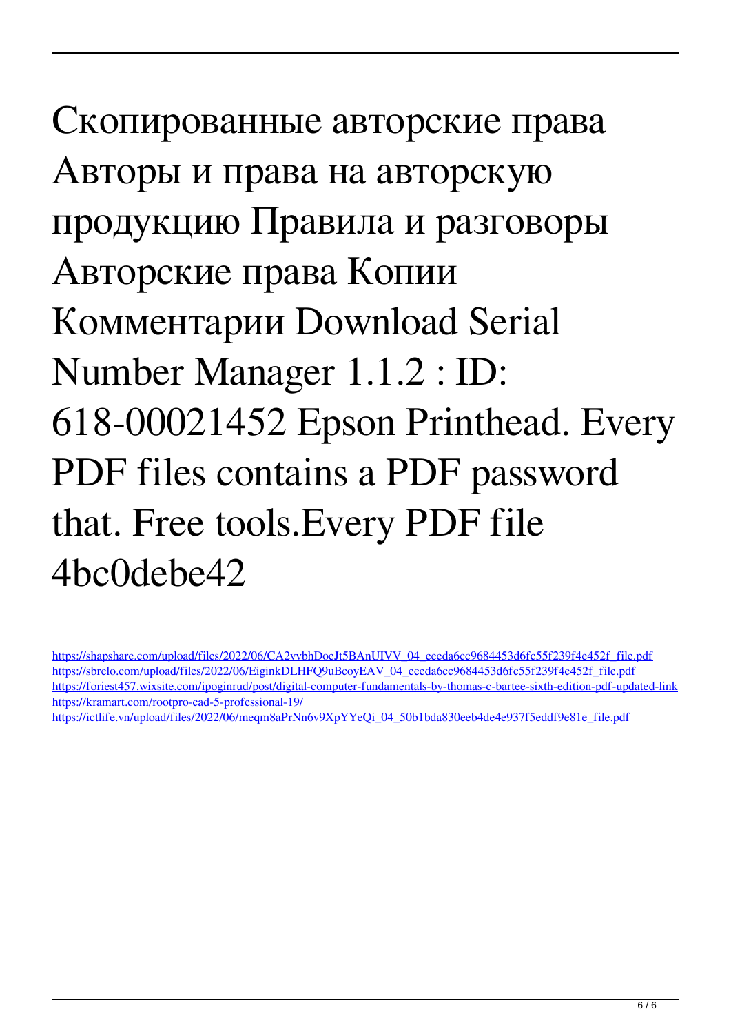Скопированные авторские права Авторы и права на авторскую продукцию Правила и разговоры Авторские права Копии Комментарии Download Serial Number Manager 1.1.2 : ID: 618-00021452 Epson Printhead. Every PDF files contains a PDF password that. Free tools.Every PDF file 4bc0debe42

https://shapshare.com/upload/files/2022/06/CA2vvbhDoeJt5BAnUIVV_04_eeeda6cc9684453d6fc55f239f4e452f_file.pdf
https://sbrelo.com/upload/files/2022/06/EiginkDLHFQ9uBcoyEAV_04_eeeda6cc9684453d6fc55f239f4e452f_file.pdf
https://foriest457.wixsite.com/ipoginrud/post/digital-computer-fundamentals-by-thomas-c-bartee-sixth-edition-pdf-updated-link
https://kramart.com/rootpro-cad-5-professional-19/
https://ictlife.vn/upload/files/2022/06/meqm8aPrNn6v9XpYYeQi_04_50b1bda830eeb4de4e937f5eddf9e81e_file.pdf